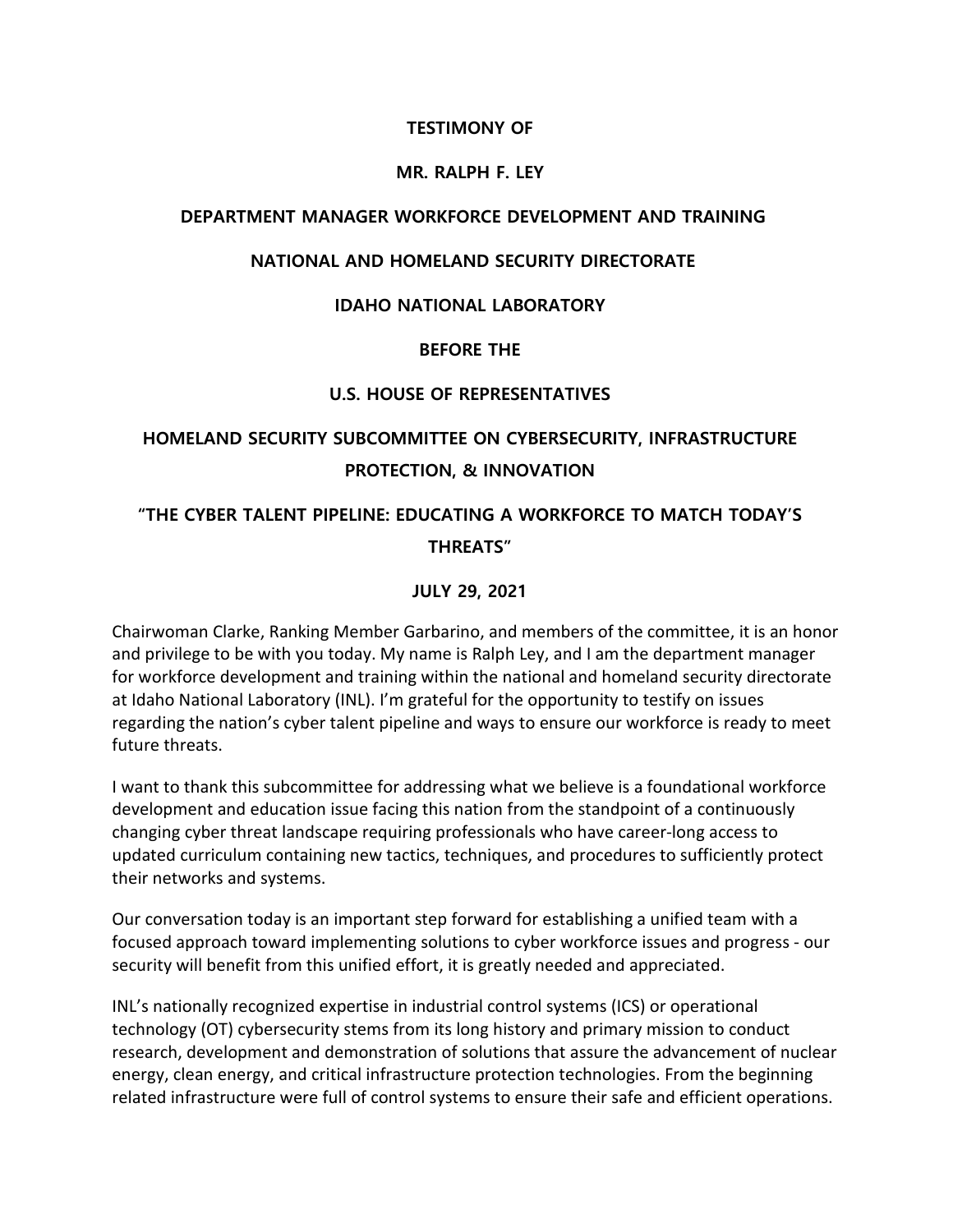**TESTIMONY OF**

**MR. RALPH F. LEY**

**DEPARTMENT MANAGER WORKFORCE DEVELOPMENT AND TRAINING**

**NATIONAL AND HOMELAND SECURITY DIRECTORATE**

**IDAHO NATIONAL LABORATORY**

**BEFORE THE**

**U.S. HOUSE OF REPRESENTATIVES**

**HOMELAND SECURITY SUBCOMMITTEE ON CYBERSECURITY, INFRASTRUCTURE PROTECTION, & INNOVATION**

**"THE CYBER TALENT PIPELINE: EDUCATING A WORKFORCE TO MATCH TODAY'S THREATS"**

**JULY 29, 2021**

Chairwoman Clarke, Ranking Member Garbarino, and members of the committee, it is an honor and privilege to be with you today. My name is Ralph Ley, and I am the department manager for workforce development and training within the national and homeland security directorate at Idaho National Laboratory (INL). I'm grateful for the opportunity to testify on issues regarding the nation's cyber talent pipeline and ways to ensure our workforce is ready to meet future threats.

I want to thank this subcommittee for addressing what we believe is a foundational workforce development and education issue facing this nation from the standpoint of a continuously changing cyber threat landscape requiring professionals who have career-long access to updated curriculum containing new tactics, techniques, and procedures to sufficiently protect their networks and systems.

Our conversation today is an important step forward for establishing a unified team with a focused approach toward implementing solutions to cyber workforce issues and progress - our security will benefit from this unified effort, it is greatly needed and appreciated.

INL's nationally recognized expertise in industrial control systems (ICS) or operational technology (OT) cybersecurity stems from its long history and primary mission to conduct research, development and demonstration of solutions that assure the advancement of nuclear energy, clean energy, and critical infrastructure protection technologies. From the beginning related infrastructure were full of control systems to ensure their safe and efficient operations.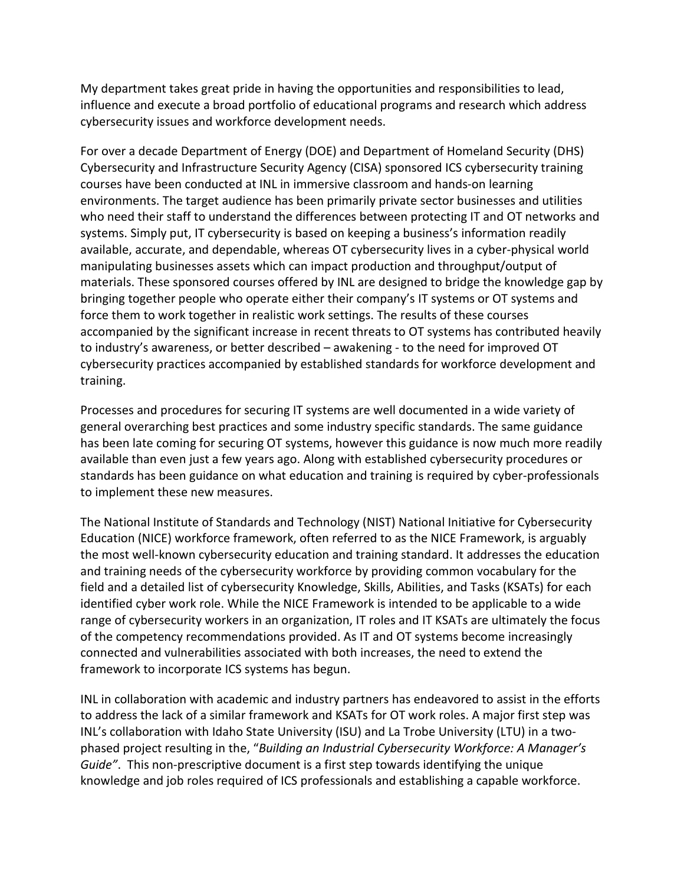My department takes great pride in having the opportunities and responsibilities to lead, influence and execute a broad portfolio of educational programs and research which address cybersecurity issues and workforce development needs.

For over a decade Department of Energy (DOE) and Department of Homeland Security (DHS) Cybersecurity and Infrastructure Security Agency (CISA) sponsored ICS cybersecurity training courses have been conducted at INL in immersive classroom and hands-on learning environments. The target audience has been primarily private sector businesses and utilities who need their staff to understand the differences between protecting IT and OT networks and systems. Simply put, IT cybersecurity is based on keeping a business's information readily available, accurate, and dependable, whereas OT cybersecurity lives in a cyber-physical world manipulating businesses assets which can impact production and throughput/output of materials. These sponsored courses offered by INL are designed to bridge the knowledge gap by bringing together people who operate either their company's IT systems or OT systems and force them to work together in realistic work settings. The results of these courses accompanied by the significant increase in recent threats to OT systems has contributed heavily to industry's awareness, or better described – awakening - to the need for improved OT cybersecurity practices accompanied by established standards for workforce development and training.

Processes and procedures for securing IT systems are well documented in a wide variety of general overarching best practices and some industry specific standards. The same guidance has been late coming for securing OT systems, however this guidance is now much more readily available than even just a few years ago. Along with established cybersecurity procedures or standards has been guidance on what education and training is required by cyber-professionals to implement these new measures.

The National Institute of Standards and Technology (NIST) National Initiative for Cybersecurity Education (NICE) workforce framework, often referred to as the NICE Framework, is arguably the most well-known cybersecurity education and training standard. It addresses the education and training needs of the cybersecurity workforce by providing common vocabulary for the field and a detailed list of cybersecurity Knowledge, Skills, Abilities, and Tasks (KSATs) for each identified cyber work role. While the NICE Framework is intended to be applicable to a wide range of cybersecurity workers in an organization, IT roles and IT KSATs are ultimately the focus of the competency recommendations provided. As IT and OT systems become increasingly connected and vulnerabilities associated with both increases, the need to extend the framework to incorporate ICS systems has begun.

INL in collaboration with academic and industry partners has endeavored to assist in the efforts to address the lack of a similar framework and KSATs for OT work roles. A major first step was INL's collaboration with Idaho State University (ISU) and La Trobe University (LTU) in a two-phased project resulting in the, "*Building an Industrial Cybersecurity Workforce: A Manager's Guide"*. This non-prescriptive document is a first step towards identifying the unique knowledge and job roles required of ICS professionals and establishing a capable workforce.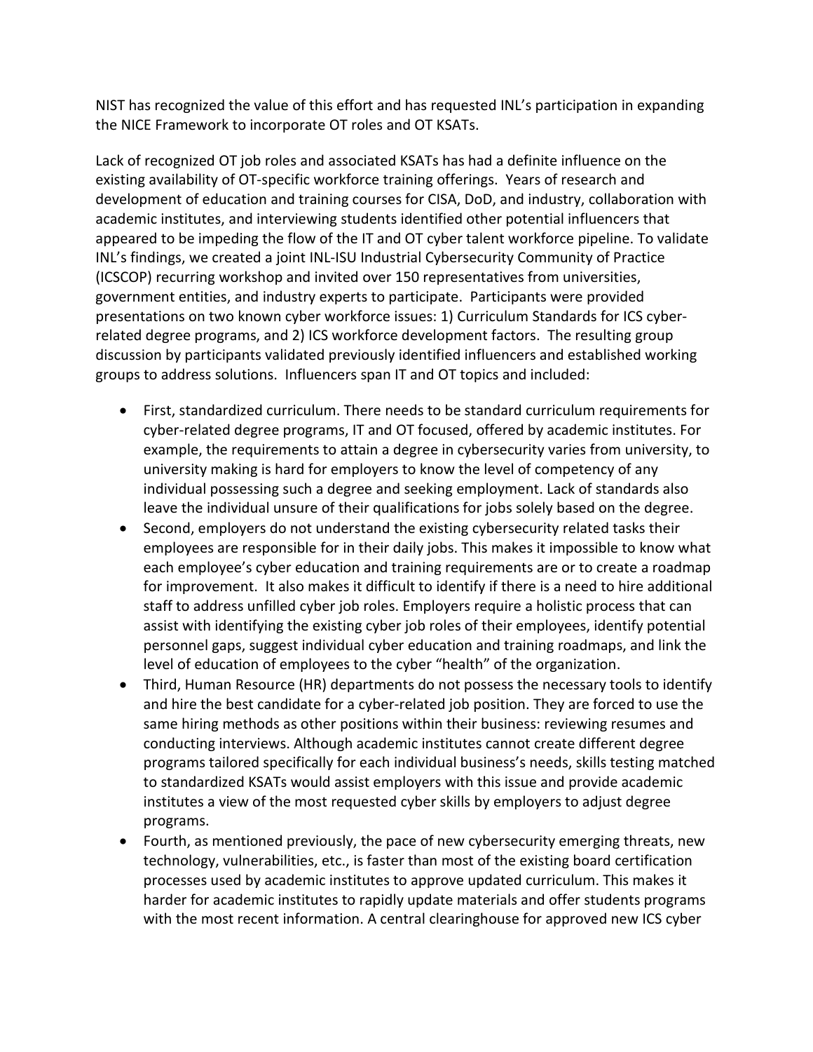NIST has recognized the value of this effort and has requested INL's participation in expanding the NICE Framework to incorporate OT roles and OT KSATs.

Lack of recognized OT job roles and associated KSATs has had a definite influence on the existing availability of OT-specific workforce training offerings. Years of research and development of education and training courses for CISA, DoD, and industry, collaboration with academic institutes, and interviewing students identified other potential influencers that appeared to be impeding the flow of the IT and OT cyber talent workforce pipeline. To validate INL's findings, we created a joint INL-ISU Industrial Cybersecurity Community of Practice (ICSCOP) recurring workshop and invited over 150 representatives from universities, government entities, and industry experts to participate. Participants were provided presentations on two known cyber workforce issues: 1) Curriculum Standards for ICS cyber-related degree programs, and 2) ICS workforce development factors. The resulting group discussion by participants validated previously identified influencers and established working groups to address solutions. Influencers span IT and OT topics and included:

- First, standardized curriculum. There needs to be standard curriculum requirements for cyber-related degree programs, IT and OT focused, offered by academic institutes. For example, the requirements to attain a degree in cybersecurity varies from university, to university making is hard for employers to know the level of competency of any individual possessing such a degree and seeking employment. Lack of standards also leave the individual unsure of their qualifications for jobs solely based on the degree.
- Second, employers do not understand the existing cybersecurity related tasks their employees are responsible for in their daily jobs. This makes it impossible to know what each employee's cyber education and training requirements are or to create a roadmap for improvement. It also makes it difficult to identify if there is a need to hire additional staff to address unfilled cyber job roles. Employers require a holistic process that can assist with identifying the existing cyber job roles of their employees, identify potential personnel gaps, suggest individual cyber education and training roadmaps, and link the level of education of employees to the cyber "health" of the organization.
- Third, Human Resource (HR) departments do not possess the necessary tools to identify and hire the best candidate for a cyber-related job position. They are forced to use the same hiring methods as other positions within their business: reviewing resumes and conducting interviews. Although academic institutes cannot create different degree programs tailored specifically for each individual business's needs, skills testing matched to standardized KSATs would assist employers with this issue and provide academic institutes a view of the most requested cyber skills by employers to adjust degree programs.
- Fourth, as mentioned previously, the pace of new cybersecurity emerging threats, new technology, vulnerabilities, etc., is faster than most of the existing board certification processes used by academic institutes to approve updated curriculum. This makes it harder for academic institutes to rapidly update materials and offer students programs with the most recent information. A central clearinghouse for approved new ICS cyber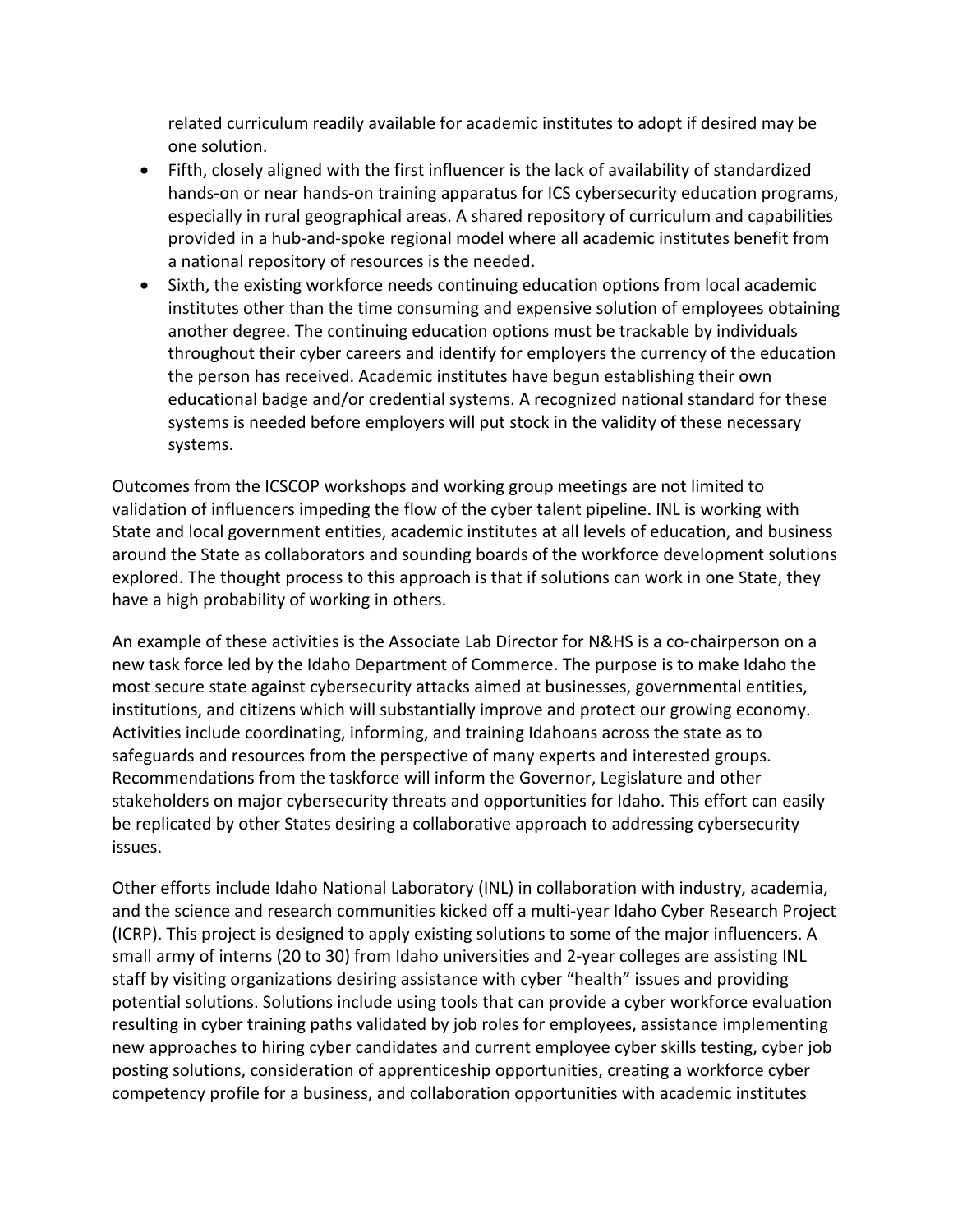related curriculum readily available for academic institutes to adopt if desired may be one solution.

- Fifth, closely aligned with the first influencer is the lack of availability of standardized hands-on or near hands-on training apparatus for ICS cybersecurity education programs, especially in rural geographical areas. A shared repository of curriculum and capabilities provided in a hub-and-spoke regional model where all academic institutes benefit from a national repository of resources is the needed.
- Sixth, the existing workforce needs continuing education options from local academic institutes other than the time consuming and expensive solution of employees obtaining another degree. The continuing education options must be trackable by individuals throughout their cyber careers and identify for employers the currency of the education the person has received. Academic institutes have begun establishing their own educational badge and/or credential systems. A recognized national standard for these systems is needed before employers will put stock in the validity of these necessary systems.

Outcomes from the ICSCOP workshops and working group meetings are not limited to validation of influencers impeding the flow of the cyber talent pipeline. INL is working with State and local government entities, academic institutes at all levels of education, and business around the State as collaborators and sounding boards of the workforce development solutions explored. The thought process to this approach is that if solutions can work in one State, they have a high probability of working in others.

An example of these activities is the Associate Lab Director for N&HS is a co-chairperson on a new task force led by the Idaho Department of Commerce. The purpose is to make Idaho the most secure state against cybersecurity attacks aimed at businesses, governmental entities, institutions, and citizens which will substantially improve and protect our growing economy. Activities include coordinating, informing, and training Idahoans across the state as to safeguards and resources from the perspective of many experts and interested groups. Recommendations from the taskforce will inform the Governor, Legislature and other stakeholders on major cybersecurity threats and opportunities for Idaho. This effort can easily be replicated by other States desiring a collaborative approach to addressing cybersecurity issues.

Other efforts include Idaho National Laboratory (INL) in collaboration with industry, academia, and the science and research communities kicked off a multi-year Idaho Cyber Research Project (ICRP). This project is designed to apply existing solutions to some of the major influencers. A small army of interns (20 to 30) from Idaho universities and 2-year colleges are assisting INL staff by visiting organizations desiring assistance with cyber "health" issues and providing potential solutions. Solutions include using tools that can provide a cyber workforce evaluation resulting in cyber training paths validated by job roles for employees, assistance implementing new approaches to hiring cyber candidates and current employee cyber skills testing, cyber job posting solutions, consideration of apprenticeship opportunities, creating a workforce cyber competency profile for a business, and collaboration opportunities with academic institutes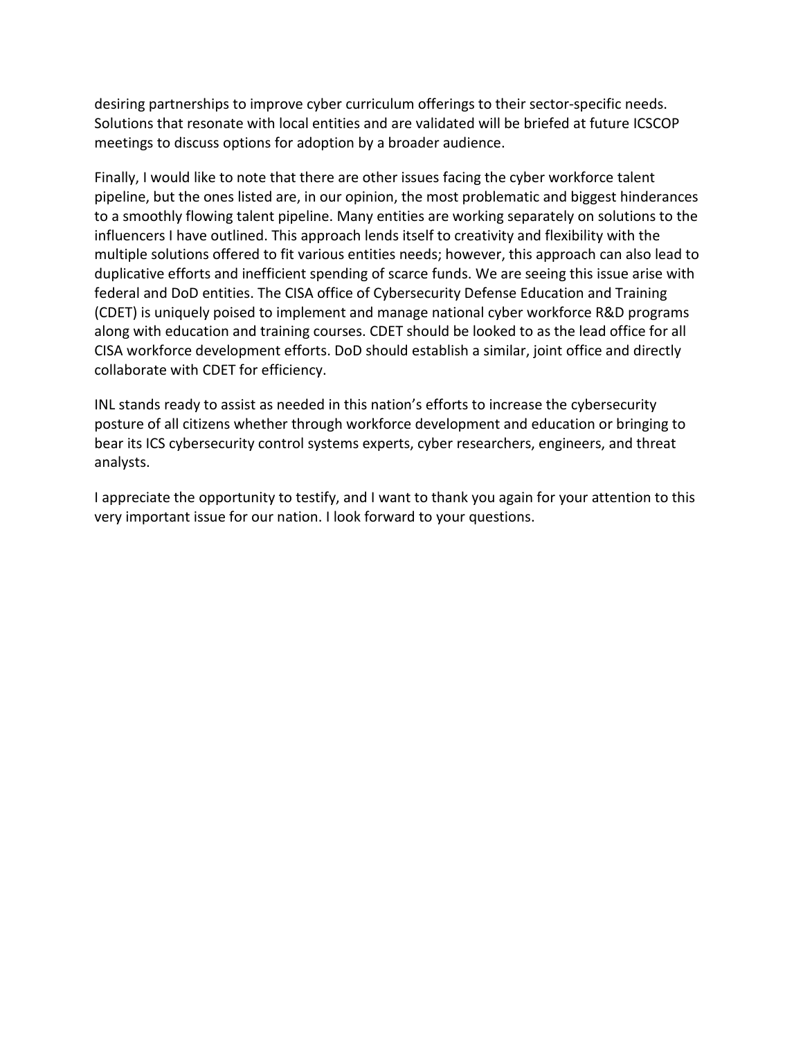desiring partnerships to improve cyber curriculum offerings to their sector-specific needs. Solutions that resonate with local entities and are validated will be briefed at future ICSCOP meetings to discuss options for adoption by a broader audience.

Finally, I would like to note that there are other issues facing the cyber workforce talent pipeline, but the ones listed are, in our opinion, the most problematic and biggest hinderances to a smoothly flowing talent pipeline. Many entities are working separately on solutions to the influencers I have outlined. This approach lends itself to creativity and flexibility with the multiple solutions offered to fit various entities needs; however, this approach can also lead to duplicative efforts and inefficient spending of scarce funds. We are seeing this issue arise with federal and DoD entities. The CISA office of Cybersecurity Defense Education and Training (CDET) is uniquely poised to implement and manage national cyber workforce R&D programs along with education and training courses. CDET should be looked to as the lead office for all CISA workforce development efforts. DoD should establish a similar, joint office and directly collaborate with CDET for efficiency.

INL stands ready to assist as needed in this nation's efforts to increase the cybersecurity posture of all citizens whether through workforce development and education or bringing to bear its ICS cybersecurity control systems experts, cyber researchers, engineers, and threat analysts.

I appreciate the opportunity to testify, and I want to thank you again for your attention to this very important issue for our nation. I look forward to your questions.